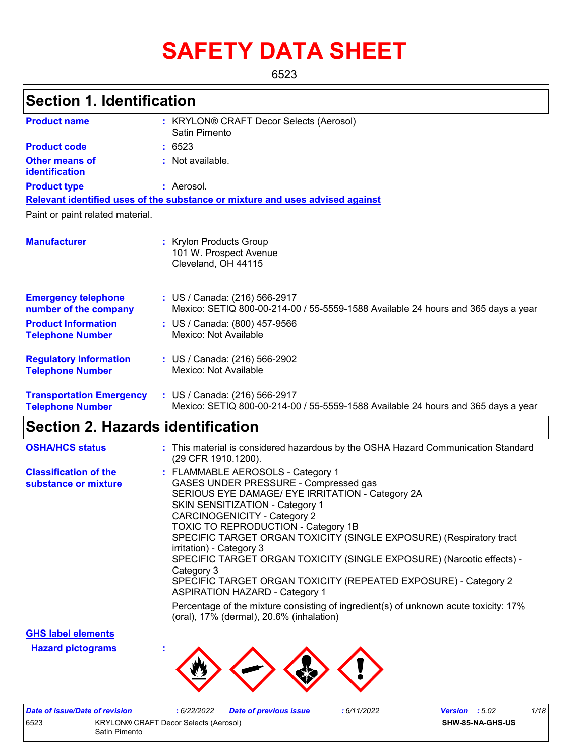# SAFETY DATA SHEET

6523

## Section 1. Identification

**Product name** : KRYLON® CRAFT Decor Selects (Aerosol) Satin Pimento

**Product code** : 6523

**Other means of identification** : Not available.

**Product type** : Aerosol.

**Relevant identified uses of the substance or mixture and uses advised against**

Paint or paint related material.

**Manufacturer** : Krylon Products Group
101 W. Prospect Avenue
Cleveland, OH 44115

**Emergency telephone number of the company** : US / Canada: (216) 566-2917
Mexico: SETIQ 800-00-214-00 / 55-5559-1588 Available 24 hours and 365 days a year

**Product Information Telephone Number** : US / Canada: (800) 457-9566
Mexico: Not Available

**Regulatory Information Telephone Number** : US / Canada: (216) 566-2902
Mexico: Not Available

**Transportation Emergency Telephone Number** : US / Canada: (216) 566-2917
Mexico: SETIQ 800-00-214-00 / 55-5559-1588 Available 24 hours and 365 days a year

## Section 2. Hazards identification

**OSHA/HCS status** : This material is considered hazardous by the OSHA Hazard Communication Standard (29 CFR 1910.1200).

**Classification of the substance or mixture** : FLAMMABLE AEROSOLS - Category 1
GASES UNDER PRESSURE - Compressed gas
SERIOUS EYE DAMAGE/ EYE IRRITATION - Category 2A
SKIN SENSITIZATION - Category 1
CARCINOGENICITY - Category 2
TOXIC TO REPRODUCTION - Category 1B
SPECIFIC TARGET ORGAN TOXICITY (SINGLE EXPOSURE) (Respiratory tract irritation) - Category 3
SPECIFIC TARGET ORGAN TOXICITY (SINGLE EXPOSURE) (Narcotic effects) - Category 3
SPECIFIC TARGET ORGAN TOXICITY (REPEATED EXPOSURE) - Category 2
ASPIRATION HAZARD - Category 1

Percentage of the mixture consisting of ingredient(s) of unknown acute toxicity: 17% (oral), 17% (dermal), 20.6% (inhalation)

**GHS label elements**

**Hazard pictograms** :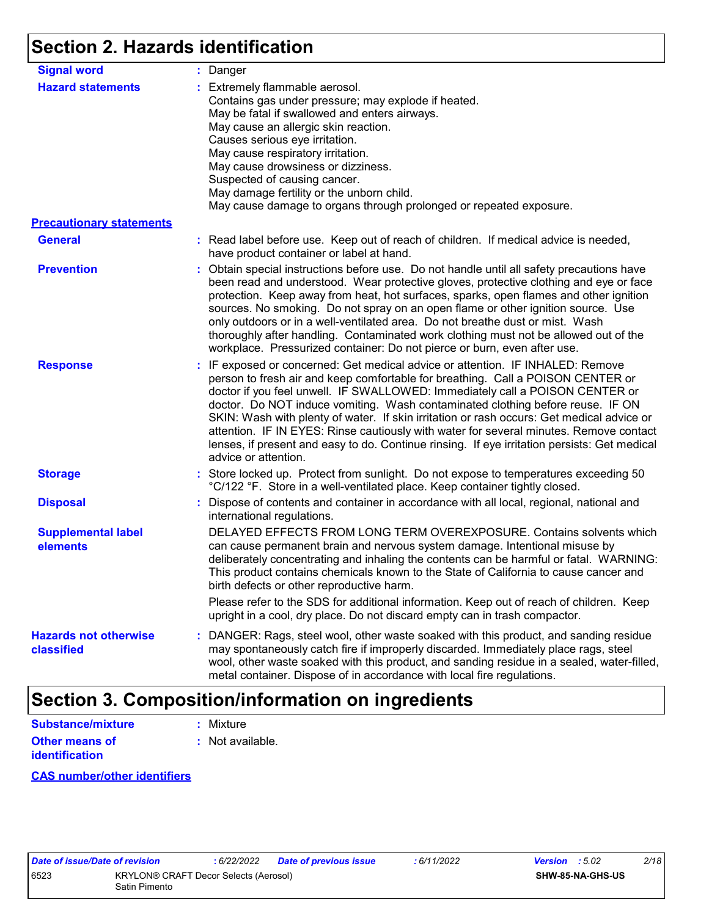## Section 2. Hazards identification

**Signal word** : Danger

**Hazard statements** : Extremely flammable aerosol.
Contains gas under pressure; may explode if heated.
May be fatal if swallowed and enters airways.
May cause an allergic skin reaction.
Causes serious eye irritation.
May cause respiratory irritation.
May cause drowsiness or dizziness.
Suspected of causing cancer.
May damage fertility or the unborn child.
May cause damage to organs through prolonged or repeated exposure.

**Precautionary statements**

**General** : Read label before use. Keep out of reach of children. If medical advice is needed, have product container or label at hand.

**Prevention** : Obtain special instructions before use. Do not handle until all safety precautions have been read and understood. Wear protective gloves, protective clothing and eye or face protection. Keep away from heat, hot surfaces, sparks, open flames and other ignition sources. No smoking. Do not spray on an open flame or other ignition source. Use only outdoors or in a well-ventilated area. Do not breathe dust or mist. Wash thoroughly after handling. Contaminated work clothing must not be allowed out of the workplace. Pressurized container: Do not pierce or burn, even after use.

**Response** : IF exposed or concerned: Get medical advice or attention. IF INHALED: Remove person to fresh air and keep comfortable for breathing. Call a POISON CENTER or doctor if you feel unwell. IF SWALLOWED: Immediately call a POISON CENTER or doctor. Do NOT induce vomiting. Wash contaminated clothing before reuse. IF ON SKIN: Wash with plenty of water. If skin irritation or rash occurs: Get medical advice or attention. IF IN EYES: Rinse cautiously with water for several minutes. Remove contact lenses, if present and easy to do. Continue rinsing. If eye irritation persists: Get medical advice or attention.

**Storage** : Store locked up. Protect from sunlight. Do not expose to temperatures exceeding 50 °C/122 °F. Store in a well-ventilated place. Keep container tightly closed.

**Disposal** : Dispose of contents and container in accordance with all local, regional, national and international regulations.

**Supplemental label elements**

DELAYED EFFECTS FROM LONG TERM OVEREXPOSURE. Contains solvents which can cause permanent brain and nervous system damage. Intentional misuse by deliberately concentrating and inhaling the contents can be harmful or fatal. WARNING: This product contains chemicals known to the State of California to cause cancer and birth defects or other reproductive harm.

Please refer to the SDS for additional information. Keep out of reach of children. Keep upright in a cool, dry place. Do not discard empty can in trash compactor.

**Hazards not otherwise classified** : DANGER: Rags, steel wool, other waste soaked with this product, and sanding residue may spontaneously catch fire if improperly discarded. Immediately place rags, steel wool, other waste soaked with this product, and sanding residue in a sealed, water-filled, metal container. Dispose of in accordance with local fire regulations.

## Section 3. Composition/information on ingredients

**Substance/mixture** : Mixture

**Other means of identification** : Not available.

**CAS number/other identifiers**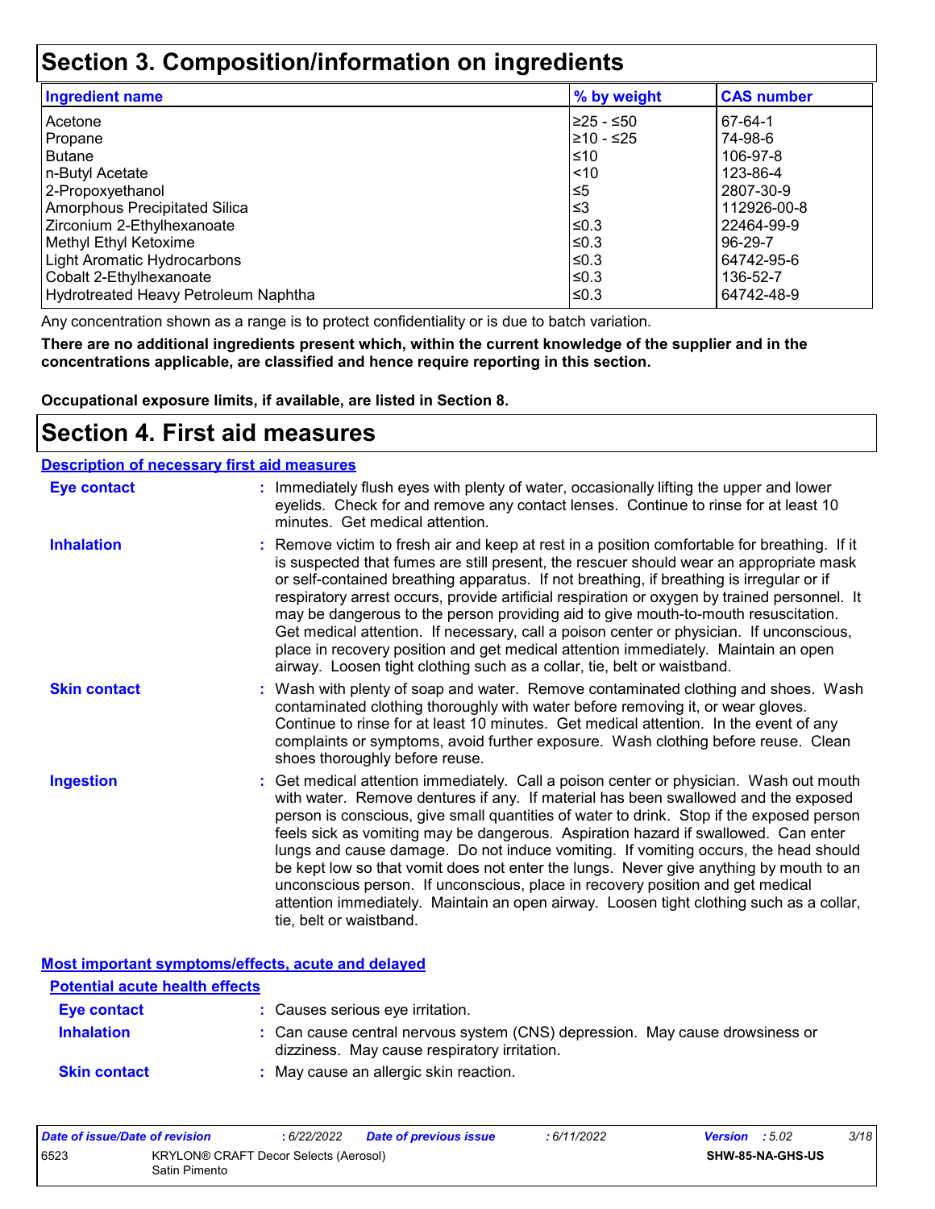# Section 3. Composition/information on ingredients

| Ingredient name | % by weight | CAS number |
|---|---|---|
| Acetone | ≥25 - ≤50 | 67-64-1 |
| Propane | ≥10 - ≤25 | 74-98-6 |
| Butane | ≤10 | 106-97-8 |
| n-Butyl Acetate | <10 | 123-86-4 |
| 2-Propoxyethanol | ≤5 | 2807-30-9 |
| Amorphous Precipitated Silica | ≤3 | 112926-00-8 |
| Zirconium 2-Ethylhexanoate | ≤0.3 | 22464-99-9 |
| Methyl Ethyl Ketoxime | ≤0.3 | 96-29-7 |
| Light Aromatic Hydrocarbons | ≤0.3 | 64742-95-6 |
| Cobalt 2-Ethylhexanoate | ≤0.3 | 136-52-7 |
| Hydrotreated Heavy Petroleum Naphtha | ≤0.3 | 64742-48-9 |

Any concentration shown as a range is to protect confidentiality or is due to batch variation.

**There are no additional ingredients present which, within the current knowledge of the supplier and in the concentrations applicable, are classified and hence require reporting in this section.**

**Occupational exposure limits, if available, are listed in Section 8.**

# Section 4. First aid measures

## Description of necessary first aid measures

**Eye contact** : Immediately flush eyes with plenty of water, occasionally lifting the upper and lower eyelids. Check for and remove any contact lenses. Continue to rinse for at least 10 minutes. Get medical attention.

**Inhalation** : Remove victim to fresh air and keep at rest in a position comfortable for breathing. If it is suspected that fumes are still present, the rescuer should wear an appropriate mask or self-contained breathing apparatus. If not breathing, if breathing is irregular or if respiratory arrest occurs, provide artificial respiration or oxygen by trained personnel. It may be dangerous to the person providing aid to give mouth-to-mouth resuscitation. Get medical attention. If necessary, call a poison center or physician. If unconscious, place in recovery position and get medical attention immediately. Maintain an open airway. Loosen tight clothing such as a collar, tie, belt or waistband.

**Skin contact** : Wash with plenty of soap and water. Remove contaminated clothing and shoes. Wash contaminated clothing thoroughly with water before removing it, or wear gloves. Continue to rinse for at least 10 minutes. Get medical attention. In the event of any complaints or symptoms, avoid further exposure. Wash clothing before reuse. Clean shoes thoroughly before reuse.

**Ingestion** : Get medical attention immediately. Call a poison center or physician. Wash out mouth with water. Remove dentures if any. If material has been swallowed and the exposed person is conscious, give small quantities of water to drink. Stop if the exposed person feels sick as vomiting may be dangerous. Aspiration hazard if swallowed. Can enter lungs and cause damage. Do not induce vomiting. If vomiting occurs, the head should be kept low so that vomit does not enter the lungs. Never give anything by mouth to an unconscious person. If unconscious, place in recovery position and get medical attention immediately. Maintain an open airway. Loosen tight clothing such as a collar, tie, belt or waistband.

## Most important symptoms/effects, acute and delayed

### Potential acute health effects

**Eye contact** : Causes serious eye irritation.

**Inhalation** : Can cause central nervous system (CNS) depression. May cause drowsiness or dizziness. May cause respiratory irritation.

**Skin contact** : May cause an allergic skin reaction.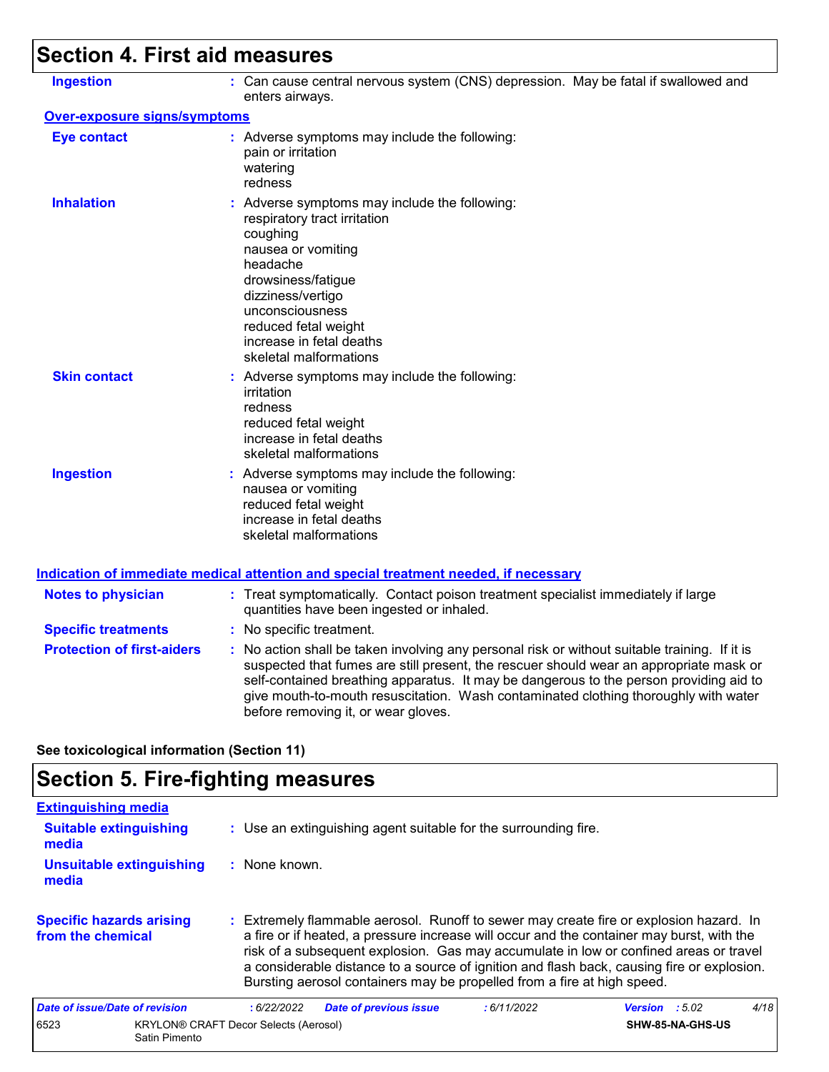## Section 4. First aid measures

**Ingestion** : Can cause central nervous system (CNS) depression. May be fatal if swallowed and enters airways.

**Over-exposure signs/symptoms**

**Eye contact** : Adverse symptoms may include the following:
pain or irritation
watering
redness

**Inhalation** : Adverse symptoms may include the following:
respiratory tract irritation
coughing
nausea or vomiting
headache
drowsiness/fatigue
dizziness/vertigo
unconsciousness
reduced fetal weight
increase in fetal deaths
skeletal malformations

**Skin contact** : Adverse symptoms may include the following:
irritation
redness
reduced fetal weight
increase in fetal deaths
skeletal malformations

**Ingestion** : Adverse symptoms may include the following:
nausea or vomiting
reduced fetal weight
increase in fetal deaths
skeletal malformations

**Indication of immediate medical attention and special treatment needed, if necessary**

**Notes to physician** : Treat symptomatically. Contact poison treatment specialist immediately if large quantities have been ingested or inhaled.

**Specific treatments** : No specific treatment.

**Protection of first-aiders** : No action shall be taken involving any personal risk or without suitable training. If it is suspected that fumes are still present, the rescuer should wear an appropriate mask or self-contained breathing apparatus. It may be dangerous to the person providing aid to give mouth-to-mouth resuscitation. Wash contaminated clothing thoroughly with water before removing it, or wear gloves.

**See toxicological information (Section 11)**

## Section 5. Fire-fighting measures

**Extinguishing media**

**Suitable extinguishing media** : Use an extinguishing agent suitable for the surrounding fire.

**Unsuitable extinguishing media** : None known.

**Specific hazards arising from the chemical** : Extremely flammable aerosol. Runoff to sewer may create fire or explosion hazard. In a fire or if heated, a pressure increase will occur and the container may burst, with the risk of a subsequent explosion. Gas may accumulate in low or confined areas or travel a considerable distance to a source of ignition and flash back, causing fire or explosion. Bursting aerosol containers may be propelled from a fire at high speed.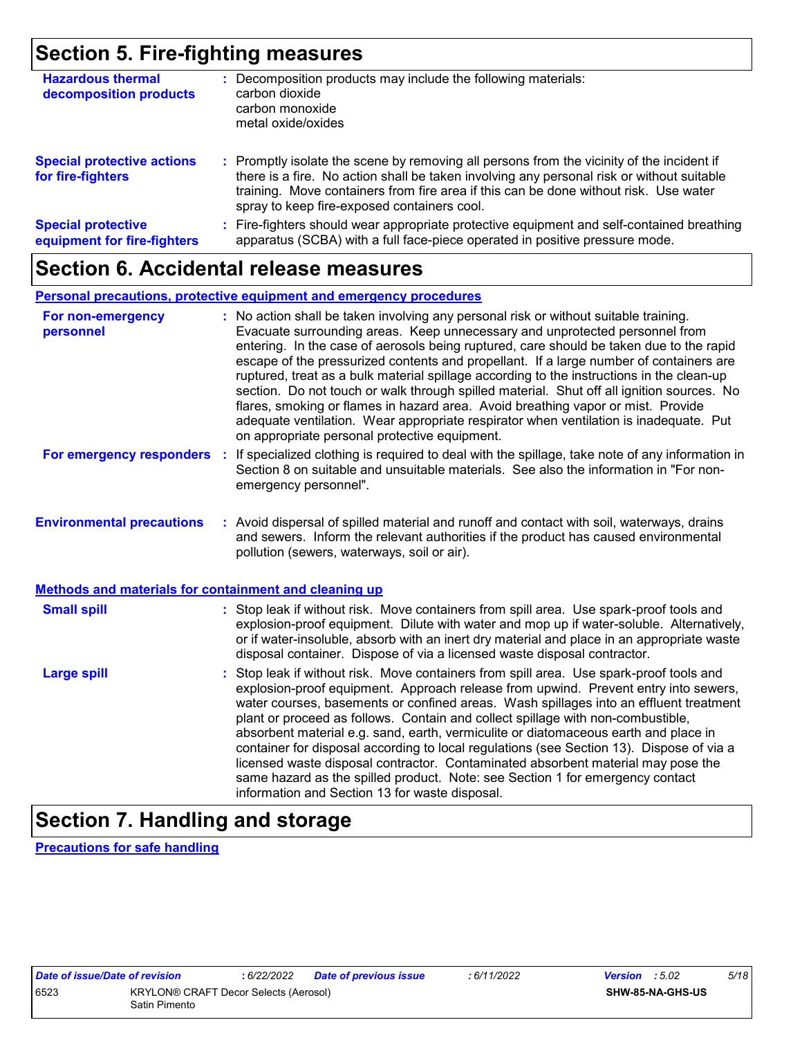## Section 5. Fire-fighting measures

**Hazardous thermal decomposition products** : Decomposition products may include the following materials:
carbon dioxide
carbon monoxide
metal oxide/oxides

**Special protective actions for fire-fighters** : Promptly isolate the scene by removing all persons from the vicinity of the incident if there is a fire. No action shall be taken involving any personal risk or without suitable training. Move containers from fire area if this can be done without risk. Use water spray to keep fire-exposed containers cool.

**Special protective equipment for fire-fighters** : Fire-fighters should wear appropriate protective equipment and self-contained breathing apparatus (SCBA) with a full face-piece operated in positive pressure mode.

## Section 6. Accidental release measures

### Personal precautions, protective equipment and emergency procedures

**For non-emergency personnel** : No action shall be taken involving any personal risk or without suitable training. Evacuate surrounding areas. Keep unnecessary and unprotected personnel from entering. In the case of aerosols being ruptured, care should be taken due to the rapid escape of the pressurized contents and propellant. If a large number of containers are ruptured, treat as a bulk material spillage according to the instructions in the clean-up section. Do not touch or walk through spilled material. Shut off all ignition sources. No flares, smoking or flames in hazard area. Avoid breathing vapor or mist. Provide adequate ventilation. Wear appropriate respirator when ventilation is inadequate. Put on appropriate personal protective equipment.

**For emergency responders** : If specialized clothing is required to deal with the spillage, take note of any information in Section 8 on suitable and unsuitable materials. See also the information in "For non-emergency personnel".

**Environmental precautions** : Avoid dispersal of spilled material and runoff and contact with soil, waterways, drains and sewers. Inform the relevant authorities if the product has caused environmental pollution (sewers, waterways, soil or air).

### Methods and materials for containment and cleaning up

**Small spill** : Stop leak if without risk. Move containers from spill area. Use spark-proof tools and explosion-proof equipment. Dilute with water and mop up if water-soluble. Alternatively, or if water-insoluble, absorb with an inert dry material and place in an appropriate waste disposal container. Dispose of via a licensed waste disposal contractor.

**Large spill** : Stop leak if without risk. Move containers from spill area. Use spark-proof tools and explosion-proof equipment. Approach release from upwind. Prevent entry into sewers, water courses, basements or confined areas. Wash spillages into an effluent treatment plant or proceed as follows. Contain and collect spillage with non-combustible, absorbent material e.g. sand, earth, vermiculite or diatomaceous earth and place in container for disposal according to local regulations (see Section 13). Dispose of via a licensed waste disposal contractor. Contaminated absorbent material may pose the same hazard as the spilled product. Note: see Section 1 for emergency contact information and Section 13 for waste disposal.

## Section 7. Handling and storage

### Precautions for safe handling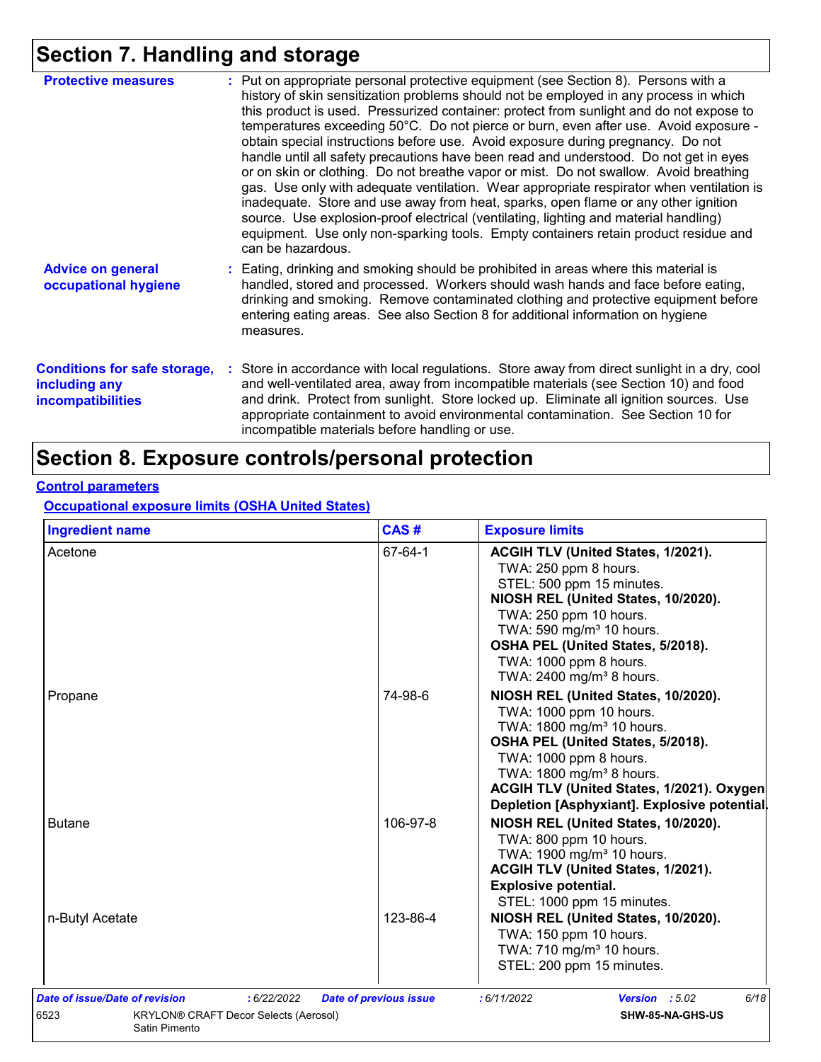# Section 7. Handling and storage

**Protective measures** : Put on appropriate personal protective equipment (see Section 8). Persons with a history of skin sensitization problems should not be employed in any process in which this product is used. Pressurized container: protect from sunlight and do not expose to temperatures exceeding 50°C. Do not pierce or burn, even after use. Avoid exposure - obtain special instructions before use. Avoid exposure during pregnancy. Do not handle until all safety precautions have been read and understood. Do not get in eyes or on skin or clothing. Do not breathe vapor or mist. Do not swallow. Avoid breathing gas. Use only with adequate ventilation. Wear appropriate respirator when ventilation is inadequate. Store and use away from heat, sparks, open flame or any other ignition source. Use explosion-proof electrical (ventilating, lighting and material handling) equipment. Use only non-sparking tools. Empty containers retain product residue and can be hazardous.

**Advice on general occupational hygiene** : Eating, drinking and smoking should be prohibited in areas where this material is handled, stored and processed. Workers should wash hands and face before eating, drinking and smoking. Remove contaminated clothing and protective equipment before entering eating areas. See also Section 8 for additional information on hygiene measures.

**Conditions for safe storage, including any incompatibilities** : Store in accordance with local regulations. Store away from direct sunlight in a dry, cool and well-ventilated area, away from incompatible materials (see Section 10) and food and drink. Protect from sunlight. Store locked up. Eliminate all ignition sources. Use appropriate containment to avoid environmental contamination. See Section 10 for incompatible materials before handling or use.

# Section 8. Exposure controls/personal protection

## Control parameters

### Occupational exposure limits (OSHA United States)

| Ingredient name | CAS # | Exposure limits |
|---|---|---|
| Acetone | 67-64-1 | **ACGIH TLV (United States, 1/2021).**<br>TWA: 250 ppm 8 hours.<br>STEL: 500 ppm 15 minutes.<br>**NIOSH REL (United States, 10/2020).**<br>TWA: 250 ppm 10 hours.<br>TWA: 590 mg/m³ 10 hours.<br>**OSHA PEL (United States, 5/2018).**<br>TWA: 1000 ppm 8 hours.<br>TWA: 2400 mg/m³ 8 hours. |
| Propane | 74-98-6 | **NIOSH REL (United States, 10/2020).**<br>TWA: 1000 ppm 10 hours.<br>TWA: 1800 mg/m³ 10 hours.<br>**OSHA PEL (United States, 5/2018).**<br>TWA: 1000 ppm 8 hours.<br>TWA: 1800 mg/m³ 8 hours.<br>**ACGIH TLV (United States, 1/2021). Oxygen Depletion [Asphyxiant]. Explosive potential.** |
| Butane | 106-97-8 | **NIOSH REL (United States, 10/2020).**<br>TWA: 800 ppm 10 hours.<br>TWA: 1900 mg/m³ 10 hours.<br>**ACGIH TLV (United States, 1/2021). Explosive potential.**<br>STEL: 1000 ppm 15 minutes. |
| n-Butyl Acetate | 123-86-4 | **NIOSH REL (United States, 10/2020).**<br>TWA: 150 ppm 10 hours.<br>TWA: 710 mg/m³ 10 hours.<br>STEL: 200 ppm 15 minutes. |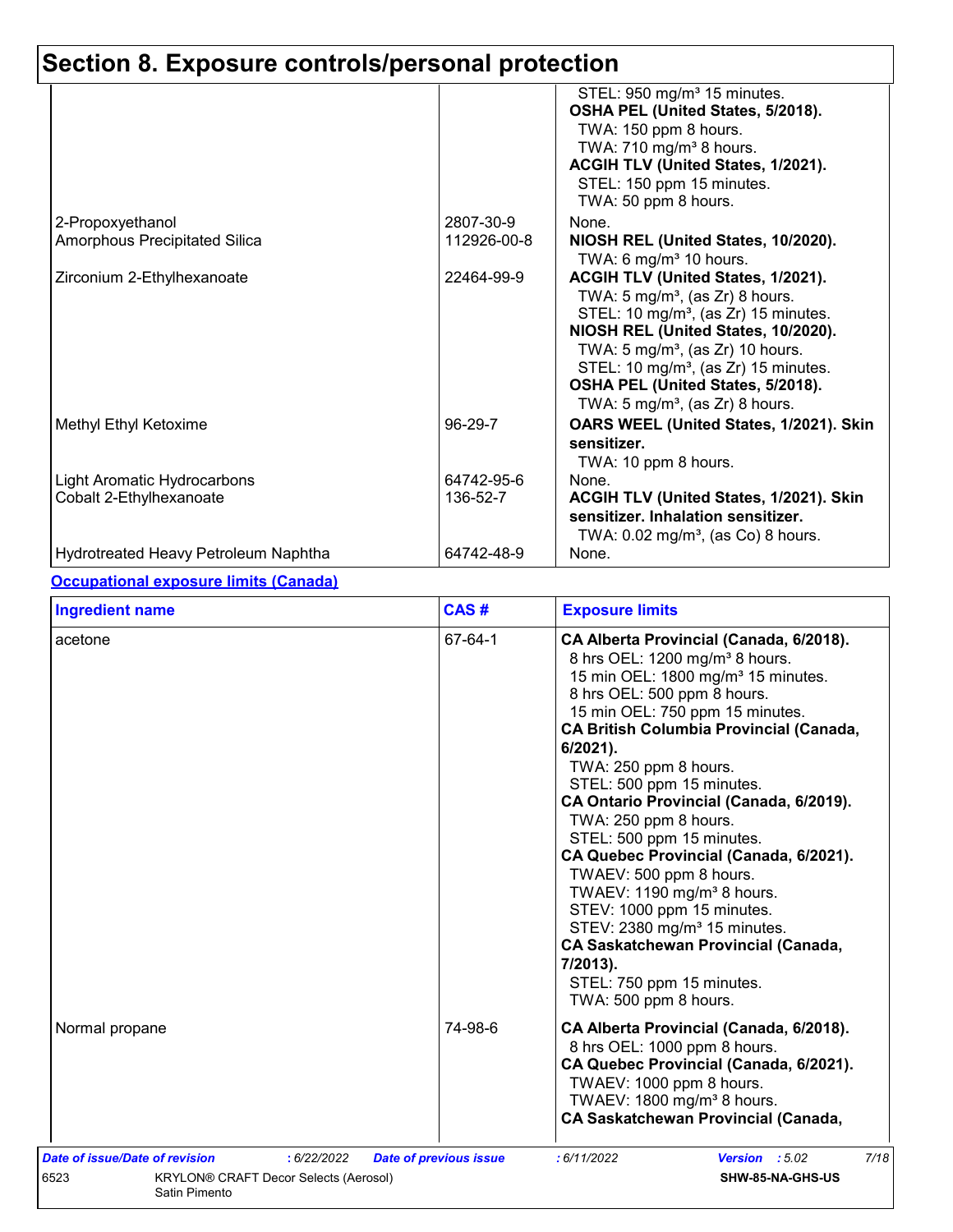# Section 8. Exposure controls/personal protection

| | | |
|---|---|---|
| | | STEL: 950 mg/m³ 15 minutes.<br>**OSHA PEL (United States, 5/2018).**<br>TWA: 150 ppm 8 hours.<br>TWA: 710 mg/m³ 8 hours.<br>**ACGIH TLV (United States, 1/2021).**<br>STEL: 150 ppm 15 minutes.<br>TWA: 50 ppm 8 hours. |
| 2-Propoxyethanol | 2807-30-9 | None. |
| Amorphous Precipitated Silica | 112926-00-8 | **NIOSH REL (United States, 10/2020).**<br>TWA: 6 mg/m³ 10 hours. |
| Zirconium 2-Ethylhexanoate | 22464-99-9 | **ACGIH TLV (United States, 1/2021).**<br>TWA: 5 mg/m³, (as Zr) 8 hours.<br>STEL: 10 mg/m³, (as Zr) 15 minutes.<br>**NIOSH REL (United States, 10/2020).**<br>TWA: 5 mg/m³, (as Zr) 10 hours.<br>STEL: 10 mg/m³, (as Zr) 15 minutes.<br>**OSHA PEL (United States, 5/2018).**<br>TWA: 5 mg/m³, (as Zr) 8 hours. |
| Methyl Ethyl Ketoxime | 96-29-7 | **OARS WEEL (United States, 1/2021). Skin sensitizer.**<br>TWA: 10 ppm 8 hours. |
| Light Aromatic Hydrocarbons | 64742-95-6 | None. |
| Cobalt 2-Ethylhexanoate | 136-52-7 | **ACGIH TLV (United States, 1/2021). Skin sensitizer. Inhalation sensitizer.**<br>TWA: 0.02 mg/m³, (as Co) 8 hours. |
| Hydrotreated Heavy Petroleum Naphtha | 64742-48-9 | None. |

**Occupational exposure limits (Canada)**

| Ingredient name | CAS # | Exposure limits |
|---|---|---|
| acetone | 67-64-1 | **CA Alberta Provincial (Canada, 6/2018).**<br>8 hrs OEL: 1200 mg/m³ 8 hours.<br>15 min OEL: 1800 mg/m³ 15 minutes.<br>8 hrs OEL: 500 ppm 8 hours.<br>15 min OEL: 750 ppm 15 minutes.<br>**CA British Columbia Provincial (Canada, 6/2021).**<br>TWA: 250 ppm 8 hours.<br>STEL: 500 ppm 15 minutes.<br>**CA Ontario Provincial (Canada, 6/2019).**<br>TWA: 250 ppm 8 hours.<br>STEL: 500 ppm 15 minutes.<br>**CA Quebec Provincial (Canada, 6/2021).**<br>TWAEV: 500 ppm 8 hours.<br>TWAEV: 1190 mg/m³ 8 hours.<br>STEV: 1000 ppm 15 minutes.<br>STEV: 2380 mg/m³ 15 minutes.<br>**CA Saskatchewan Provincial (Canada, 7/2013).**<br>STEL: 750 ppm 15 minutes.<br>TWA: 500 ppm 8 hours. |
| Normal propane | 74-98-6 | **CA Alberta Provincial (Canada, 6/2018).**<br>8 hrs OEL: 1000 ppm 8 hours.<br>**CA Quebec Provincial (Canada, 6/2021).**<br>TWAEV: 1000 ppm 8 hours.<br>TWAEV: 1800 mg/m³ 8 hours.<br>**CA Saskatchewan Provincial (Canada,** |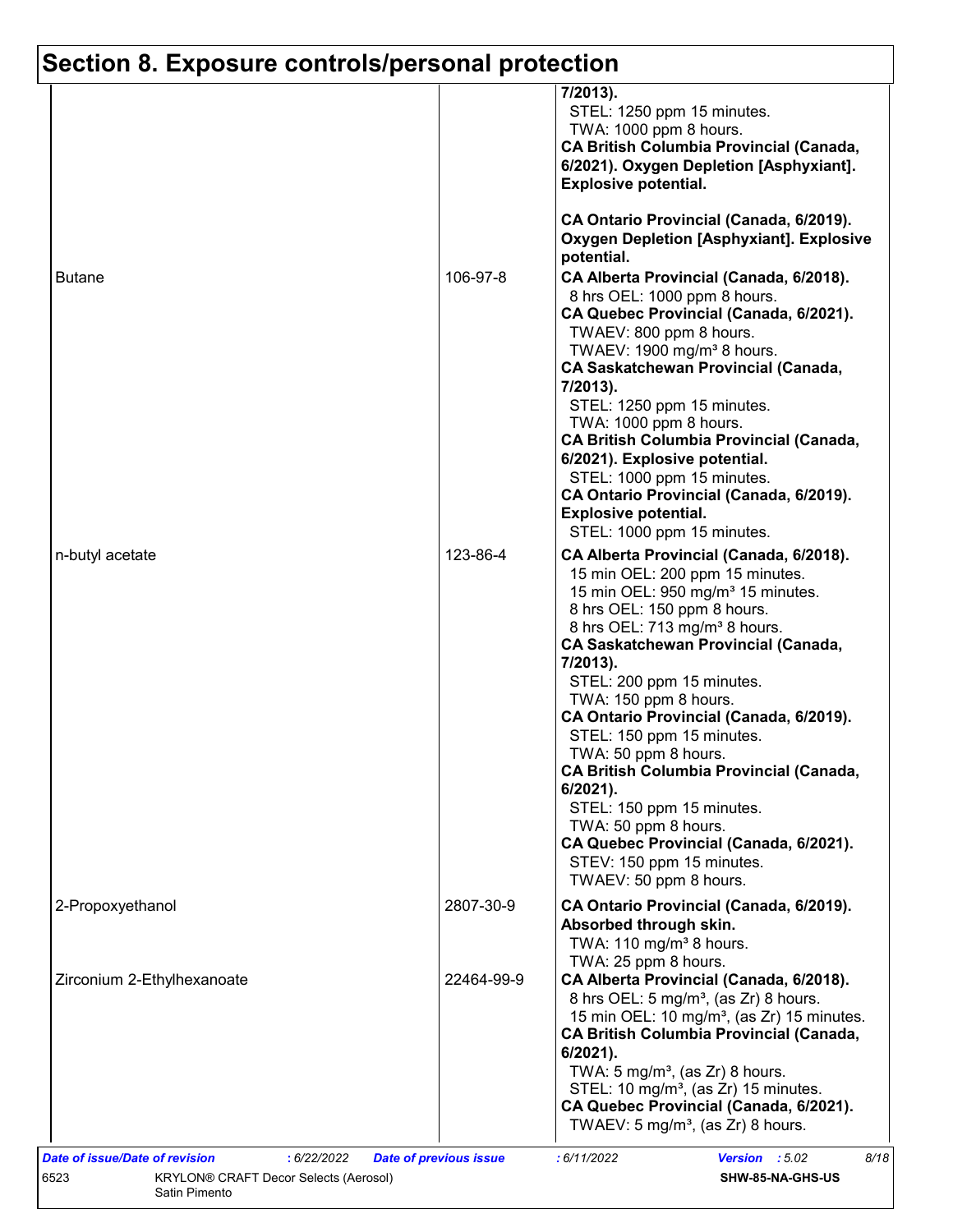## Section 8. Exposure controls/personal protection

| | | |
|---|---|---|
| | | **7/2013).**<br>STEL: 1250 ppm 15 minutes.<br>TWA: 1000 ppm 8 hours.<br>**CA British Columbia Provincial (Canada, 6/2021). Oxygen Depletion [Asphyxiant]. Explosive potential.**<br><br>**CA Ontario Provincial (Canada, 6/2019). Oxygen Depletion [Asphyxiant]. Explosive potential.** |
| Butane | 106-97-8 | **CA Alberta Provincial (Canada, 6/2018).**<br>8 hrs OEL: 1000 ppm 8 hours.<br>**CA Quebec Provincial (Canada, 6/2021).**<br>TWAEV: 800 ppm 8 hours.<br>TWAEV: 1900 mg/m³ 8 hours.<br>**CA Saskatchewan Provincial (Canada, 7/2013).**<br>STEL: 1250 ppm 15 minutes.<br>TWA: 1000 ppm 8 hours.<br>**CA British Columbia Provincial (Canada, 6/2021). Explosive potential.**<br>STEL: 1000 ppm 15 minutes.<br>**CA Ontario Provincial (Canada, 6/2019). Explosive potential.**<br>STEL: 1000 ppm 15 minutes. |
| n-butyl acetate | 123-86-4 | **CA Alberta Provincial (Canada, 6/2018).**<br>15 min OEL: 200 ppm 15 minutes.<br>15 min OEL: 950 mg/m³ 15 minutes.<br>8 hrs OEL: 150 ppm 8 hours.<br>8 hrs OEL: 713 mg/m³ 8 hours.<br>**CA Saskatchewan Provincial (Canada, 7/2013).**<br>STEL: 200 ppm 15 minutes.<br>TWA: 150 ppm 8 hours.<br>**CA Ontario Provincial (Canada, 6/2019).**<br>STEL: 150 ppm 15 minutes.<br>TWA: 50 ppm 8 hours.<br>**CA British Columbia Provincial (Canada, 6/2021).**<br>STEL: 150 ppm 15 minutes.<br>TWA: 50 ppm 8 hours.<br>**CA Quebec Provincial (Canada, 6/2021).**<br>STEV: 150 ppm 15 minutes.<br>TWAEV: 50 ppm 8 hours. |
| 2-Propoxyethanol | 2807-30-9 | **CA Ontario Provincial (Canada, 6/2019). Absorbed through skin.**<br>TWA: 110 mg/m³ 8 hours.<br>TWA: 25 ppm 8 hours. |
| Zirconium 2-Ethylhexanoate | 22464-99-9 | **CA Alberta Provincial (Canada, 6/2018).**<br>8 hrs OEL: 5 mg/m³, (as Zr) 8 hours.<br>15 min OEL: 10 mg/m³, (as Zr) 15 minutes.<br>**CA British Columbia Provincial (Canada, 6/2021).**<br>TWA: 5 mg/m³, (as Zr) 8 hours.<br>STEL: 10 mg/m³, (as Zr) 15 minutes.<br>**CA Quebec Provincial (Canada, 6/2021).**<br>TWAEV: 5 mg/m³, (as Zr) 8 hours. |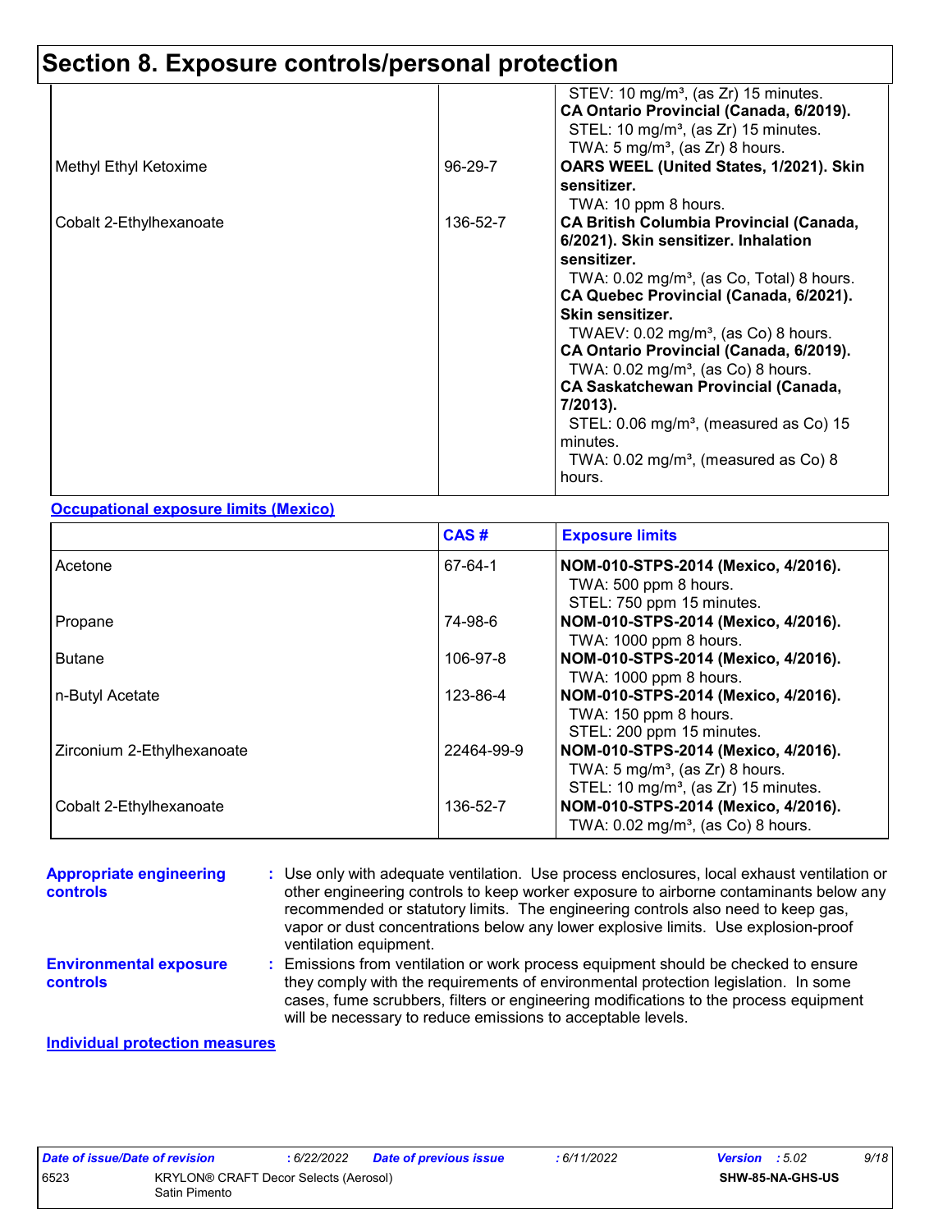# Section 8. Exposure controls/personal protection

| | | |
|---|---|---|
| | | STEV: 10 mg/m³, (as Zr) 15 minutes.<br>**CA Ontario Provincial (Canada, 6/2019).**<br>STEL: 10 mg/m³, (as Zr) 15 minutes.<br>TWA: 5 mg/m³, (as Zr) 8 hours. |
| Methyl Ethyl Ketoxime | 96-29-7 | **OARS WEEL (United States, 1/2021). Skin sensitizer.**<br>TWA: 10 ppm 8 hours. |
| Cobalt 2-Ethylhexanoate | 136-52-7 | **CA British Columbia Provincial (Canada, 6/2021). Skin sensitizer. Inhalation sensitizer.**<br>TWA: 0.02 mg/m³, (as Co, Total) 8 hours.<br>**CA Quebec Provincial (Canada, 6/2021). Skin sensitizer.**<br>TWAEV: 0.02 mg/m³, (as Co) 8 hours.<br>**CA Ontario Provincial (Canada, 6/2019).**<br>TWA: 0.02 mg/m³, (as Co) 8 hours.<br>**CA Saskatchewan Provincial (Canada, 7/2013).**<br>STEL: 0.06 mg/m³, (measured as Co) 15 minutes.<br>TWA: 0.02 mg/m³, (measured as Co) 8 hours. |

**Occupational exposure limits (Mexico)**

| | CAS # | Exposure limits |
|---|---|---|
| Acetone | 67-64-1 | **NOM-010-STPS-2014 (Mexico, 4/2016).**<br>TWA: 500 ppm 8 hours.<br>STEL: 750 ppm 15 minutes. |
| Propane | 74-98-6 | **NOM-010-STPS-2014 (Mexico, 4/2016).**<br>TWA: 1000 ppm 8 hours. |
| Butane | 106-97-8 | **NOM-010-STPS-2014 (Mexico, 4/2016).**<br>TWA: 1000 ppm 8 hours. |
| n-Butyl Acetate | 123-86-4 | **NOM-010-STPS-2014 (Mexico, 4/2016).**<br>TWA: 150 ppm 8 hours.<br>STEL: 200 ppm 15 minutes. |
| Zirconium 2-Ethylhexanoate | 22464-99-9 | **NOM-010-STPS-2014 (Mexico, 4/2016).**<br>TWA: 5 mg/m³, (as Zr) 8 hours.<br>STEL: 10 mg/m³, (as Zr) 15 minutes. |
| Cobalt 2-Ethylhexanoate | 136-52-7 | **NOM-010-STPS-2014 (Mexico, 4/2016).**<br>TWA: 0.02 mg/m³, (as Co) 8 hours. |

**Appropriate engineering controls** : Use only with adequate ventilation. Use process enclosures, local exhaust ventilation or other engineering controls to keep worker exposure to airborne contaminants below any recommended or statutory limits. The engineering controls also need to keep gas, vapor or dust concentrations below any lower explosive limits. Use explosion-proof ventilation equipment.

**Environmental exposure controls** : Emissions from ventilation or work process equipment should be checked to ensure they comply with the requirements of environmental protection legislation. In some cases, fume scrubbers, filters or engineering modifications to the process equipment will be necessary to reduce emissions to acceptable levels.

**Individual protection measures**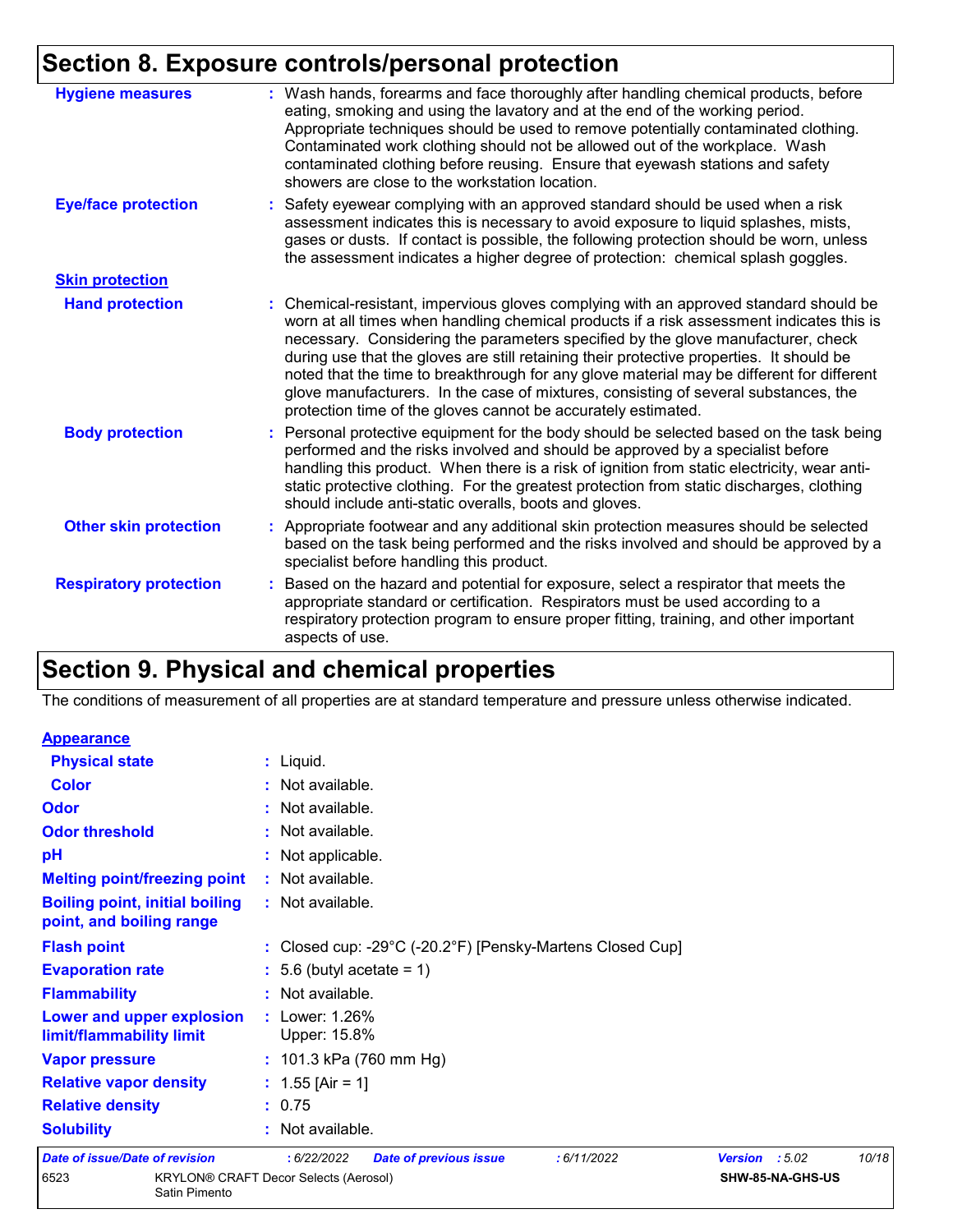# Section 8. Exposure controls/personal protection

| | |
|---|---|
| **Hygiene measures** | : Wash hands, forearms and face thoroughly after handling chemical products, before eating, smoking and using the lavatory and at the end of the working period. Appropriate techniques should be used to remove potentially contaminated clothing. Contaminated work clothing should not be allowed out of the workplace. Wash contaminated clothing before reusing. Ensure that eyewash stations and safety showers are close to the workstation location. |
| **Eye/face protection** | : Safety eyewear complying with an approved standard should be used when a risk assessment indicates this is necessary to avoid exposure to liquid splashes, mists, gases or dusts. If contact is possible, the following protection should be worn, unless the assessment indicates a higher degree of protection: chemical splash goggles. |

**Skin protection**

| | |
|---|---|
| **Hand protection** | : Chemical-resistant, impervious gloves complying with an approved standard should be worn at all times when handling chemical products if a risk assessment indicates this is necessary. Considering the parameters specified by the glove manufacturer, check during use that the gloves are still retaining their protective properties. It should be noted that the time to breakthrough for any glove material may be different for different glove manufacturers. In the case of mixtures, consisting of several substances, the protection time of the gloves cannot be accurately estimated. |
| **Body protection** | : Personal protective equipment for the body should be selected based on the task being performed and the risks involved and should be approved by a specialist before handling this product. When there is a risk of ignition from static electricity, wear anti-static protective clothing. For the greatest protection from static discharges, clothing should include anti-static overalls, boots and gloves. |
| **Other skin protection** | : Appropriate footwear and any additional skin protection measures should be selected based on the task being performed and the risks involved and should be approved by a specialist before handling this product. |
| **Respiratory protection** | : Based on the hazard and potential for exposure, select a respirator that meets the appropriate standard or certification. Respirators must be used according to a respiratory protection program to ensure proper fitting, training, and other important aspects of use. |

# Section 9. Physical and chemical properties

The conditions of measurement of all properties are at standard temperature and pressure unless otherwise indicated.

**Appearance**

| | |
|---|---|
| **Physical state** | : Liquid. |
| **Color** | : Not available. |
| **Odor** | : Not available. |
| **Odor threshold** | : Not available. |
| **pH** | : Not applicable. |
| **Melting point/freezing point** | : Not available. |
| **Boiling point, initial boiling point, and boiling range** | : Not available. |
| **Flash point** | : Closed cup: -29°C (-20.2°F) [Pensky-Martens Closed Cup] |
| **Evaporation rate** | : 5.6 (butyl acetate = 1) |
| **Flammability** | : Not available. |
| **Lower and upper explosion limit/flammability limit** | : Lower: 1.26%<br>Upper: 15.8% |
| **Vapor pressure** | : 101.3 kPa (760 mm Hg) |
| **Relative vapor density** | : 1.55 [Air = 1] |
| **Relative density** | : 0.75 |
| **Solubility** | : Not available. |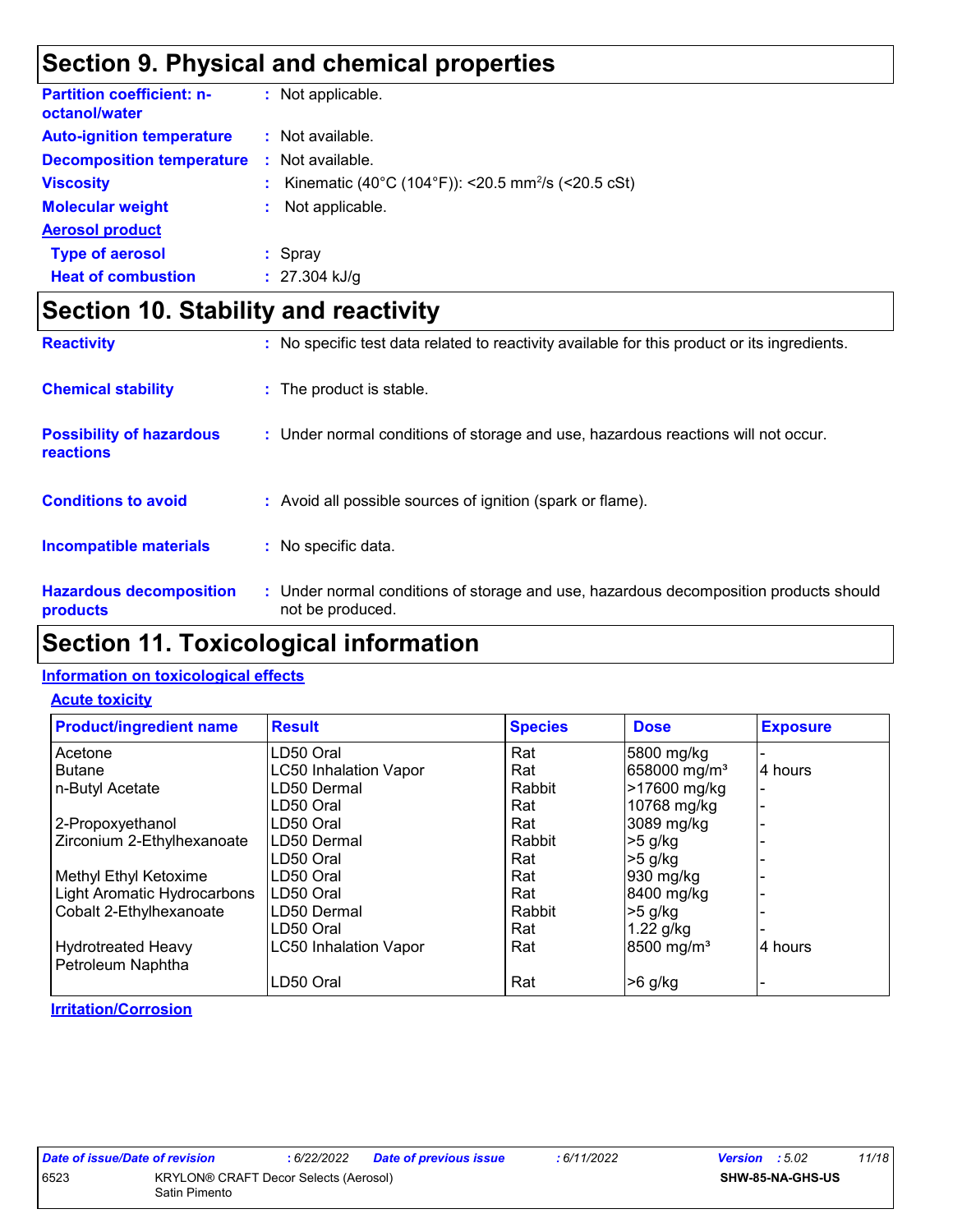# Section 9. Physical and chemical properties

**Partition coefficient: n-octanol/water** : Not applicable.

**Auto-ignition temperature** : Not available.

**Decomposition temperature** : Not available.

**Viscosity** : Kinematic (40°C (104°F)): <20.5 mm$^2$/s (<20.5 cSt)

**Molecular weight** : Not applicable.

**Aerosol product**

**Type of aerosol** : Spray

**Heat of combustion** : 27.304 kJ/g

# Section 10. Stability and reactivity

**Reactivity** : No specific test data related to reactivity available for this product or its ingredients.

**Chemical stability** : The product is stable.

**Possibility of hazardous reactions** : Under normal conditions of storage and use, hazardous reactions will not occur.

**Conditions to avoid** : Avoid all possible sources of ignition (spark or flame).

**Incompatible materials** : No specific data.

**Hazardous decomposition products** : Under normal conditions of storage and use, hazardous decomposition products should not be produced.

# Section 11. Toxicological information

## Information on toxicological effects

### Acute toxicity

| Product/ingredient name | Result | Species | Dose | Exposure |
|---|---|---|---|---|
| Acetone | LD50 Oral | Rat | 5800 mg/kg | - |
| Butane | LC50 Inhalation Vapor | Rat | 658000 mg/m³ | 4 hours |
| n-Butyl Acetate | LD50 Dermal | Rabbit | >17600 mg/kg | - |
| | LD50 Oral | Rat | 10768 mg/kg | - |
| 2-Propoxyethanol | LD50 Oral | Rat | 3089 mg/kg | - |
| Zirconium 2-Ethylhexanoate | LD50 Dermal | Rabbit | >5 g/kg | - |
| | LD50 Oral | Rat | >5 g/kg | - |
| Methyl Ethyl Ketoxime | LD50 Oral | Rat | 930 mg/kg | - |
| Light Aromatic Hydrocarbons | LD50 Oral | Rat | 8400 mg/kg | - |
| Cobalt 2-Ethylhexanoate | LD50 Dermal | Rabbit | >5 g/kg | - |
| | LD50 Oral | Rat | 1.22 g/kg | - |
| Hydrotreated Heavy Petroleum Naphtha | LC50 Inhalation Vapor | Rat | 8500 mg/m³ | 4 hours |
| | LD50 Oral | Rat | >6 g/kg | - |

### Irritation/Corrosion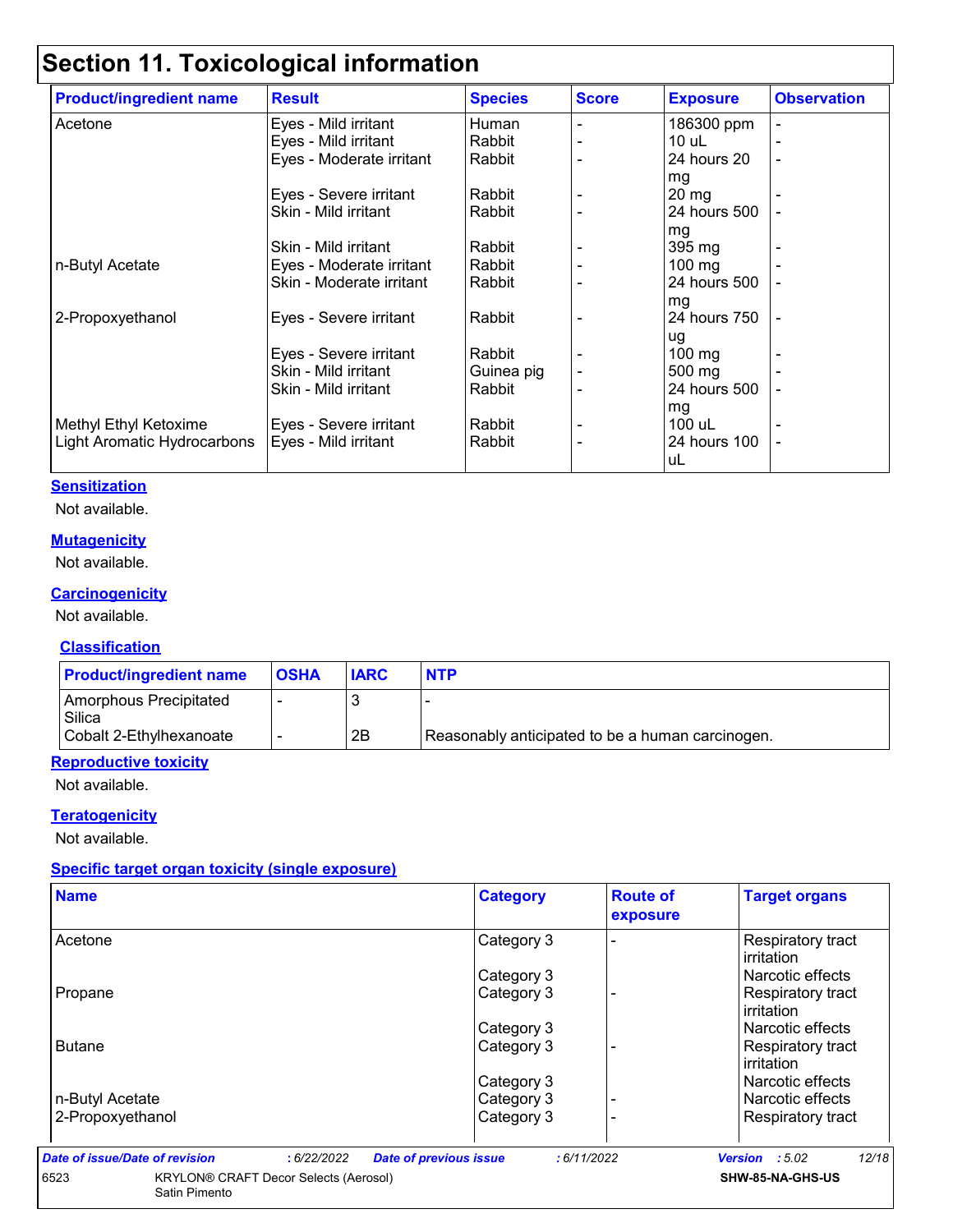## Section 11. Toxicological information

| Product/ingredient name | Result | Species | Score | Exposure | Observation |
|---|---|---|---|---|---|
| Acetone | Eyes - Mild irritant | Human | - | 186300 ppm | - |
| | Eyes - Mild irritant | Rabbit | - | 10 uL | - |
| | Eyes - Moderate irritant | Rabbit | - | 24 hours 20 mg | - |
| | Eyes - Severe irritant | Rabbit | - | 20 mg | - |
| | Skin - Mild irritant | Rabbit | - | 24 hours 500 mg | - |
| | Skin - Mild irritant | Rabbit | - | 395 mg | - |
| n-Butyl Acetate | Eyes - Moderate irritant | Rabbit | - | 100 mg | - |
| | Skin - Moderate irritant | Rabbit | - | 24 hours 500 mg | - |
| 2-Propoxyethanol | Eyes - Severe irritant | Rabbit | - | 24 hours 750 ug | - |
| | Eyes - Severe irritant | Rabbit | - | 100 mg | - |
| | Skin - Mild irritant | Guinea pig | - | 500 mg | - |
| | Skin - Mild irritant | Rabbit | - | 24 hours 500 mg | - |
| Methyl Ethyl Ketoxime | Eyes - Severe irritant | Rabbit | - | 100 uL | - |
| Light Aromatic Hydrocarbons | Eyes - Mild irritant | Rabbit | - | 24 hours 100 uL | - |

**Sensitization**

Not available.

**Mutagenicity**

Not available.

**Carcinogenicity**

Not available.

**Classification**

| Product/ingredient name | OSHA | IARC | NTP |
|---|---|---|---|
| Amorphous Precipitated Silica | - | 3 | - |
| Cobalt 2-Ethylhexanoate | - | 2B | Reasonably anticipated to be a human carcinogen. |

**Reproductive toxicity**

Not available.

**Teratogenicity**

Not available.

**Specific target organ toxicity (single exposure)**

| Name | Category | Route of exposure | Target organs |
|---|---|---|---|
| Acetone | Category 3 | - | Respiratory tract irritation |
| | Category 3 | | Narcotic effects |
| Propane | Category 3 | - | Respiratory tract irritation |
| | Category 3 | | Narcotic effects |
| Butane | Category 3 | - | Respiratory tract irritation |
| | Category 3 | | Narcotic effects |
| n-Butyl Acetate | Category 3 | - | Narcotic effects |
| 2-Propoxyethanol | Category 3 | - | Respiratory tract |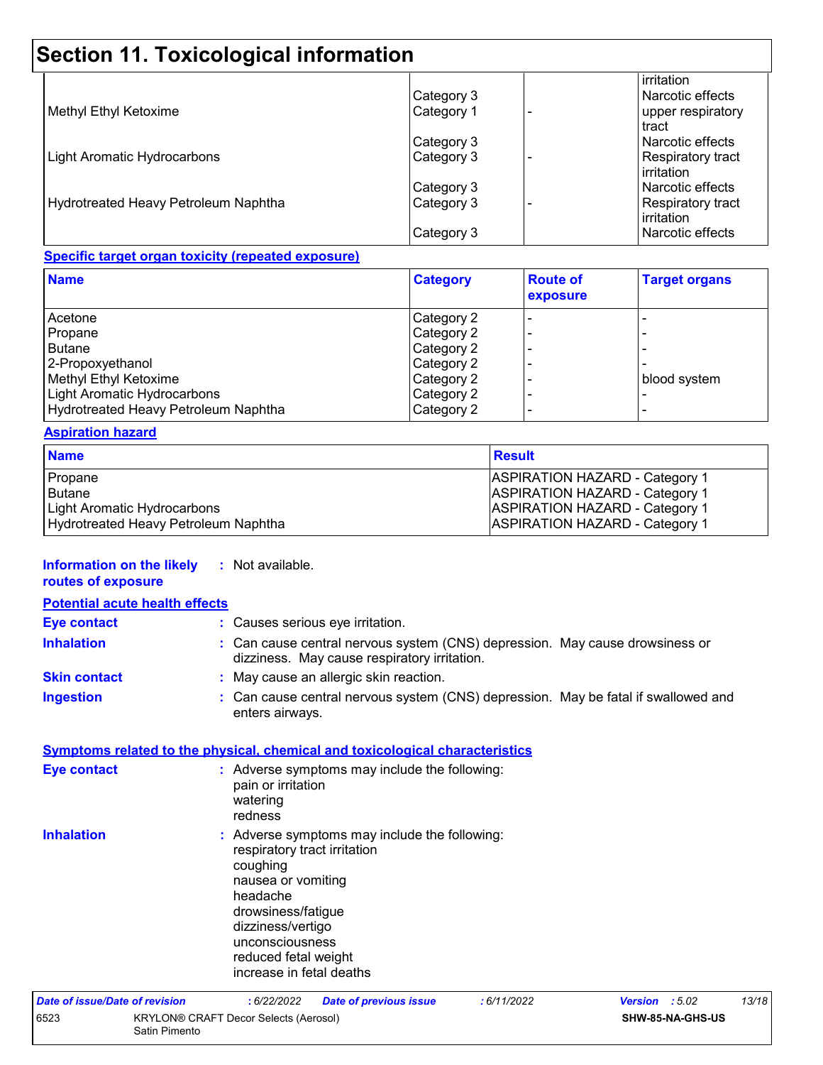# Section 11. Toxicological information

| | | | |
|---|---|---|---|
| | | | irritation |
| | Category 3 | | Narcotic effects |
| Methyl Ethyl Ketoxime | Category 1 | - | upper respiratory tract |
| | Category 3 | | Narcotic effects |
| Light Aromatic Hydrocarbons | Category 3 | - | Respiratory tract irritation |
| | Category 3 | | Narcotic effects |
| Hydrotreated Heavy Petroleum Naphtha | Category 3 | - | Respiratory tract irritation |
| | Category 3 | | Narcotic effects |

**Specific target organ toxicity (repeated exposure)**

| Name | Category | Route of exposure | Target organs |
|---|---|---|---|
| Acetone | Category 2 | - | - |
| Propane | Category 2 | - | - |
| Butane | Category 2 | - | - |
| 2-Propoxyethanol | Category 2 | - | - |
| Methyl Ethyl Ketoxime | Category 2 | - | blood system |
| Light Aromatic Hydrocarbons | Category 2 | - | - |
| Hydrotreated Heavy Petroleum Naphtha | Category 2 | - | - |

**Aspiration hazard**

| Name | Result |
|---|---|
| Propane | ASPIRATION HAZARD - Category 1 |
| Butane | ASPIRATION HAZARD - Category 1 |
| Light Aromatic Hydrocarbons | ASPIRATION HAZARD - Category 1 |
| Hydrotreated Heavy Petroleum Naphtha | ASPIRATION HAZARD - Category 1 |

**Information on the likely routes of exposure** : Not available.

**Potential acute health effects**

**Eye contact** : Causes serious eye irritation.

**Inhalation** : Can cause central nervous system (CNS) depression. May cause drowsiness or dizziness. May cause respiratory irritation.

**Skin contact** : May cause an allergic skin reaction.

**Ingestion** : Can cause central nervous system (CNS) depression. May be fatal if swallowed and enters airways.

**Symptoms related to the physical, chemical and toxicological characteristics**

**Eye contact** : Adverse symptoms may include the following:
pain or irritation
watering
redness

**Inhalation** : Adverse symptoms may include the following:
respiratory tract irritation
coughing
nausea or vomiting
headache
drowsiness/fatigue
dizziness/vertigo
unconsciousness
reduced fetal weight
increase in fetal deaths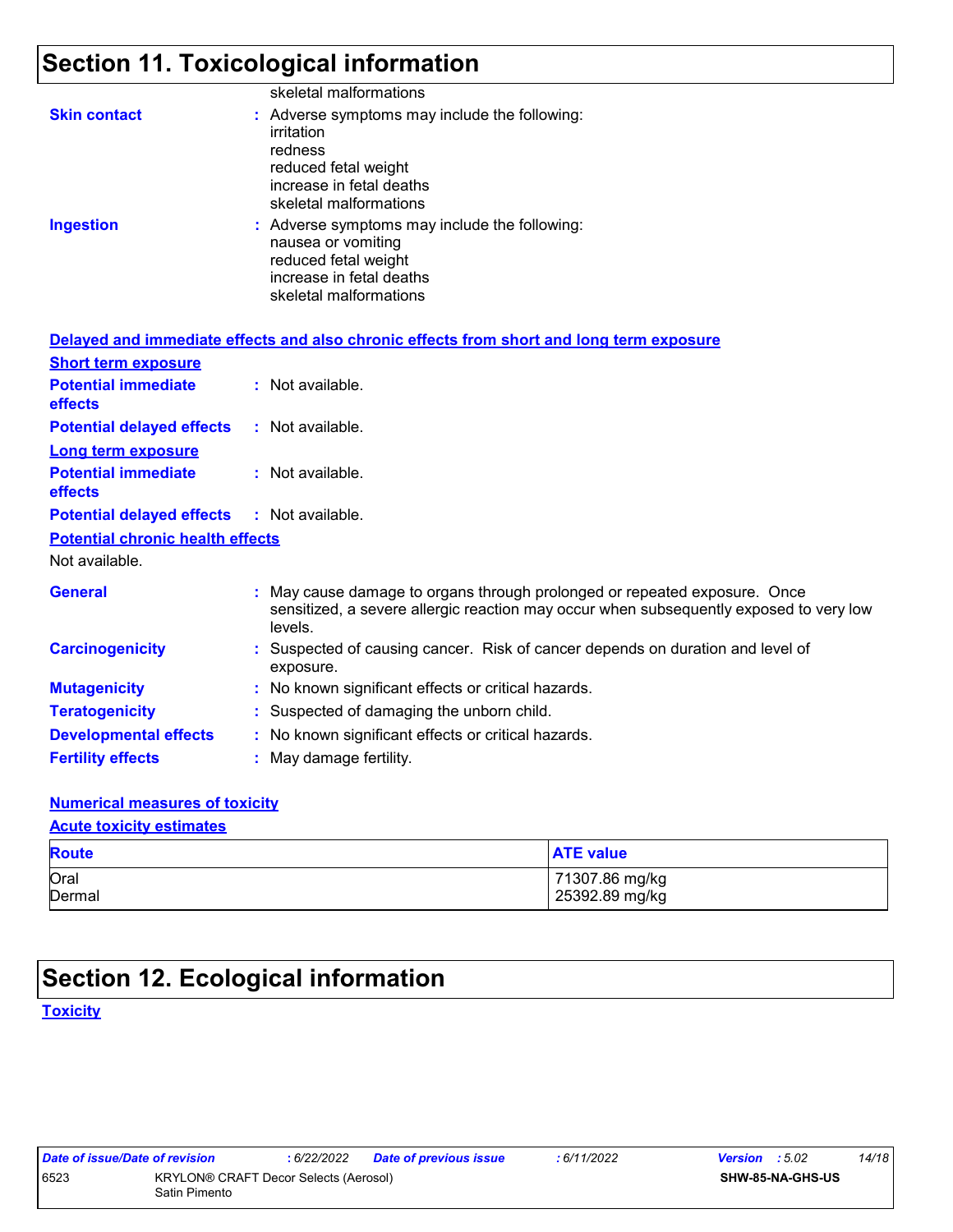## Section 11. Toxicological information

skeletal malformations

**Skin contact** : Adverse symptoms may include the following:
irritation
redness
reduced fetal weight
increase in fetal deaths
skeletal malformations

**Ingestion** : Adverse symptoms may include the following:
nausea or vomiting
reduced fetal weight
increase in fetal deaths
skeletal malformations

### Delayed and immediate effects and also chronic effects from short and long term exposure

**Short term exposure**

**Potential immediate effects** : Not available.

**Potential delayed effects** : Not available.

**Long term exposure**

**Potential immediate effects** : Not available.

**Potential delayed effects** : Not available.

**Potential chronic health effects**

Not available.

**General** : May cause damage to organs through prolonged or repeated exposure. Once sensitized, a severe allergic reaction may occur when subsequently exposed to very low levels.

**Carcinogenicity** : Suspected of causing cancer. Risk of cancer depends on duration and level of exposure.

**Mutagenicity** : No known significant effects or critical hazards.

**Teratogenicity** : Suspected of damaging the unborn child.

**Developmental effects** : No known significant effects or critical hazards.

**Fertility effects** : May damage fertility.

### Numerical measures of toxicity

**Acute toxicity estimates**

| Route | ATE value |
|---|---|
| Oral | 71307.86 mg/kg |
| Dermal | 25392.89 mg/kg |

## Section 12. Ecological information

**Toxicity**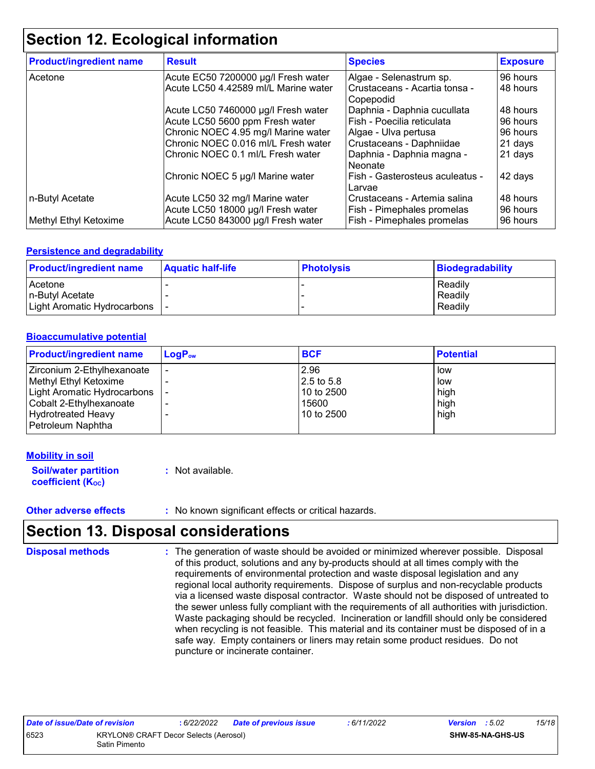## Section 12. Ecological information

| Product/ingredient name | Result | Species | Exposure |
|---|---|---|---|
| Acetone | Acute EC50 7200000 µg/l Fresh water | Algae - Selenastrum sp. | 96 hours |
| | Acute LC50 4.42589 ml/L Marine water | Crustaceans - Acartia tonsa - Copepodid | 48 hours |
| | Acute LC50 7460000 µg/l Fresh water | Daphnia - Daphnia cucullata | 48 hours |
| | Acute LC50 5600 ppm Fresh water | Fish - Poecilia reticulata | 96 hours |
| | Chronic NOEC 4.95 mg/l Marine water | Algae - Ulva pertusa | 96 hours |
| | Chronic NOEC 0.016 ml/L Fresh water | Crustaceans - Daphniidae | 21 days |
| | Chronic NOEC 0.1 ml/L Fresh water | Daphnia - Daphnia magna - Neonate | 21 days |
| | Chronic NOEC 5 µg/l Marine water | Fish - Gasterosteus aculeatus - Larvae | 42 days |
| n-Butyl Acetate | Acute LC50 32 mg/l Marine water | Crustaceans - Artemia salina | 48 hours |
| | Acute LC50 18000 µg/l Fresh water | Fish - Pimephales promelas | 96 hours |
| Methyl Ethyl Ketoxime | Acute LC50 843000 µg/l Fresh water | Fish - Pimephales promelas | 96 hours |

### Persistence and degradability

| Product/ingredient name | Aquatic half-life | Photolysis | Biodegradability |
|---|---|---|---|
| Acetone | - | - | Readily |
| n-Butyl Acetate | - | - | Readily |
| Light Aromatic Hydrocarbons | - | - | Readily |

### Bioaccumulative potential

| Product/ingredient name | $LogP_{ow}$ | BCF | Potential |
|---|---|---|---|
| Zirconium 2-Ethylhexanoate | - | 2.96 | low |
| Methyl Ethyl Ketoxime | - | 2.5 to 5.8 | low |
| Light Aromatic Hydrocarbons | - | 10 to 2500 | high |
| Cobalt 2-Ethylhexanoate | - | 15600 | high |
| Hydrotreated Heavy Petroleum Naphtha | - | 10 to 2500 | high |

### Mobility in soil

**Soil/water partition coefficient ($K_{OC}$)** : Not available.

**Other adverse effects** : No known significant effects or critical hazards.

## Section 13. Disposal considerations

**Disposal methods** : The generation of waste should be avoided or minimized wherever possible. Disposal of this product, solutions and any by-products should at all times comply with the requirements of environmental protection and waste disposal legislation and any regional local authority requirements. Dispose of surplus and non-recyclable products via a licensed waste disposal contractor. Waste should not be disposed of untreated to the sewer unless fully compliant with the requirements of all authorities with jurisdiction. Waste packaging should be recycled. Incineration or landfill should only be considered when recycling is not feasible. This material and its container must be disposed of in a safe way. Empty containers or liners may retain some product residues. Do not puncture or incinerate container.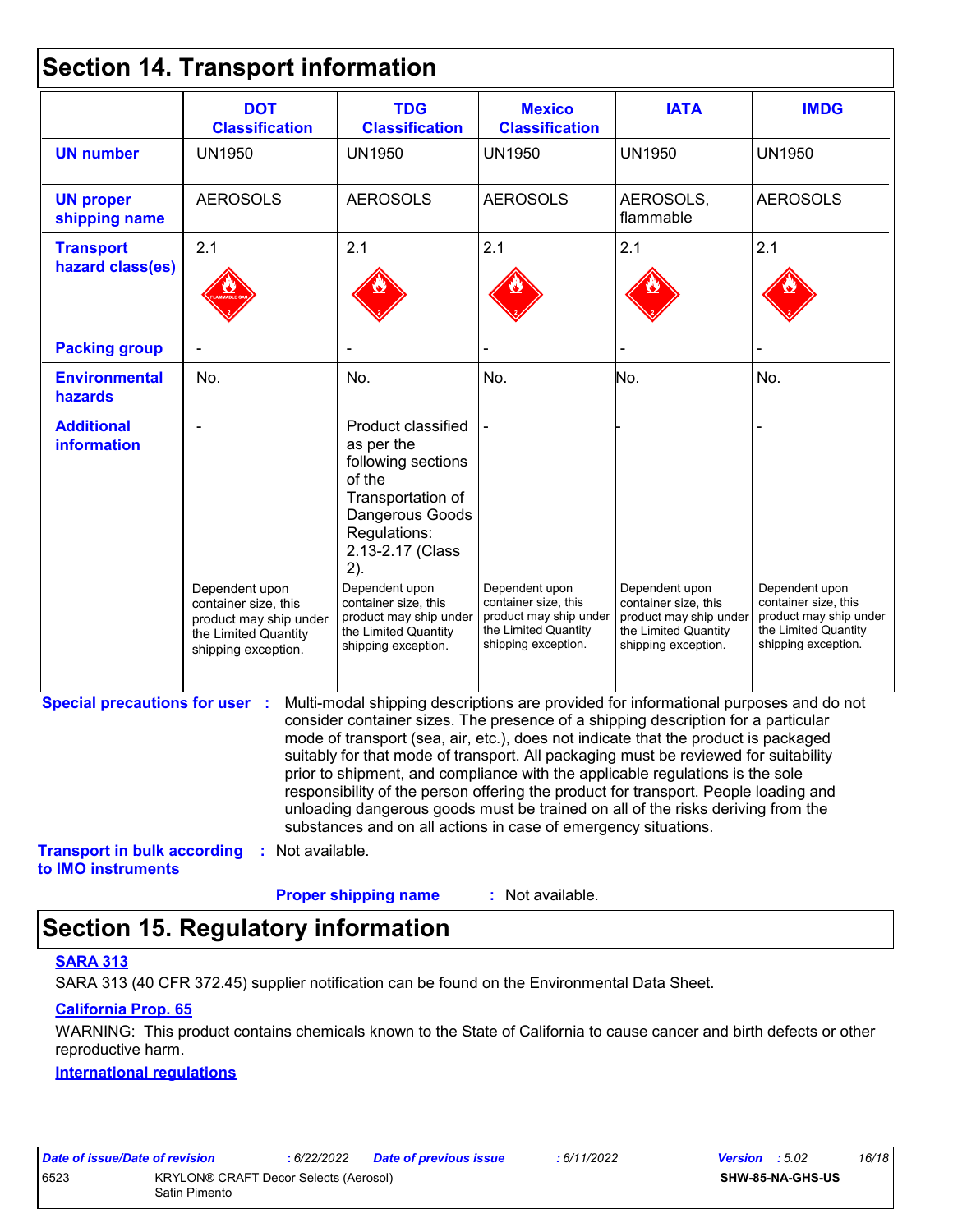## Section 14. Transport information

| | DOT Classification | TDG Classification | Mexico Classification | IATA | IMDG |
|---|---|---|---|---|---|
| **UN number** | UN1950 | UN1950 | UN1950 | UN1950 | UN1950 |
| **UN proper shipping name** | AEROSOLS | AEROSOLS | AEROSOLS | AEROSOLS, flammable | AEROSOLS |
| **Transport hazard class(es)** | 2.1 | 2.1 | 2.1 | 2.1 | 2.1 |
| **Packing group** | - | - | - | - | - |
| **Environmental hazards** | No. | No. | No. | No. | No. |
| **Additional information** | - <br><br> Dependent upon container size, this product may ship under the Limited Quantity shipping exception. | Product classified as per the following sections of the Transportation of Dangerous Goods Regulations: 2.13-2.17 (Class 2). <br><br> Dependent upon container size, this product may ship under the Limited Quantity shipping exception. | - <br><br> Dependent upon container size, this product may ship under the Limited Quantity shipping exception. | - <br><br> Dependent upon container size, this product may ship under the Limited Quantity shipping exception. | - <br><br> Dependent upon container size, this product may ship under the Limited Quantity shipping exception. |

**Special precautions for user** : Multi-modal shipping descriptions are provided for informational purposes and do not consider container sizes. The presence of a shipping description for a particular mode of transport (sea, air, etc.), does not indicate that the product is packaged suitably for that mode of transport. All packaging must be reviewed for suitability prior to shipment, and compliance with the applicable regulations is the sole responsibility of the person offering the product for transport. People loading and unloading dangerous goods must be trained on all of the risks deriving from the substances and on all actions in case of emergency situations.

**Transport in bulk according to IMO instruments** : Not available.

**Proper shipping name** : Not available.

## Section 15. Regulatory information

**SARA 313**

SARA 313 (40 CFR 372.45) supplier notification can be found on the Environmental Data Sheet.

**California Prop. 65**

WARNING: This product contains chemicals known to the State of California to cause cancer and birth defects or other reproductive harm.

**International regulations**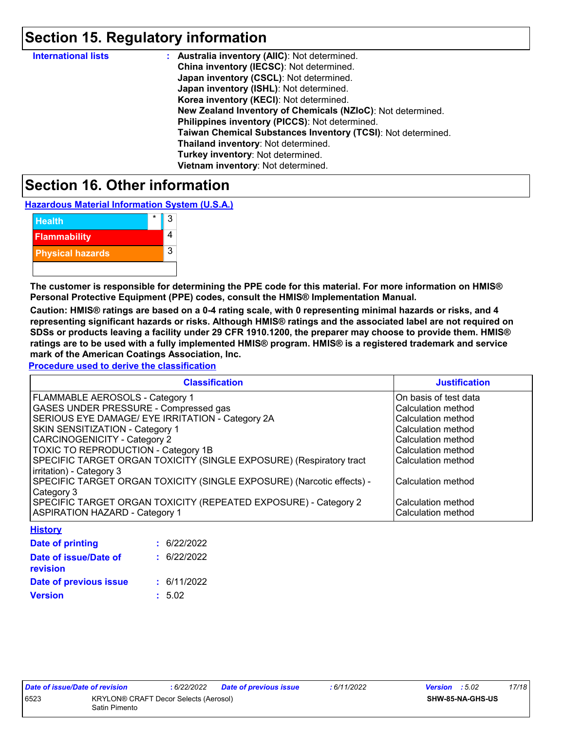## Section 15. Regulatory information

**International lists** : **Australia inventory (AIIC)**: Not determined.
**China inventory (IECSC)**: Not determined.
**Japan inventory (CSCL)**: Not determined.
**Japan inventory (ISHL)**: Not determined.
**Korea inventory (KECI)**: Not determined.
**New Zealand Inventory of Chemicals (NZIoC)**: Not determined.
**Philippines inventory (PICCS)**: Not determined.
**Taiwan Chemical Substances Inventory (TCSI)**: Not determined.
**Thailand inventory**: Not determined.
**Turkey inventory**: Not determined.
**Vietnam inventory**: Not determined.

## Section 16. Other information

**Hazardous Material Information System (U.S.A.)**

| | | |
|---|---|---|
| Health | * | 3 |
| Flammability | | 4 |
| Physical hazards | | 3 |

**The customer is responsible for determining the PPE code for this material. For more information on HMIS® Personal Protective Equipment (PPE) codes, consult the HMIS® Implementation Manual.**

**Caution: HMIS® ratings are based on a 0-4 rating scale, with 0 representing minimal hazards or risks, and 4 representing significant hazards or risks. Although HMIS® ratings and the associated label are not required on SDSs or products leaving a facility under 29 CFR 1910.1200, the preparer may choose to provide them. HMIS® ratings are to be used with a fully implemented HMIS® program. HMIS® is a registered trademark and service mark of the American Coatings Association, Inc.**

**Procedure used to derive the classification**

| Classification | Justification |
|---|---|
| FLAMMABLE AEROSOLS - Category 1 | On basis of test data |
| GASES UNDER PRESSURE - Compressed gas | Calculation method |
| SERIOUS EYE DAMAGE/ EYE IRRITATION - Category 2A | Calculation method |
| SKIN SENSITIZATION - Category 1 | Calculation method |
| CARCINOGENICITY - Category 2 | Calculation method |
| TOXIC TO REPRODUCTION - Category 1B | Calculation method |
| SPECIFIC TARGET ORGAN TOXICITY (SINGLE EXPOSURE) (Respiratory tract irritation) - Category 3 | Calculation method |
| SPECIFIC TARGET ORGAN TOXICITY (SINGLE EXPOSURE) (Narcotic effects) - Category 3 | Calculation method |
| SPECIFIC TARGET ORGAN TOXICITY (REPEATED EXPOSURE) - Category 2 | Calculation method |
| ASPIRATION HAZARD - Category 1 | Calculation method |

**History**

**Date of printing** : 6/22/2022

**Date of issue/Date of revision** : 6/22/2022

**Date of previous issue** : 6/11/2022

**Version** : 5.02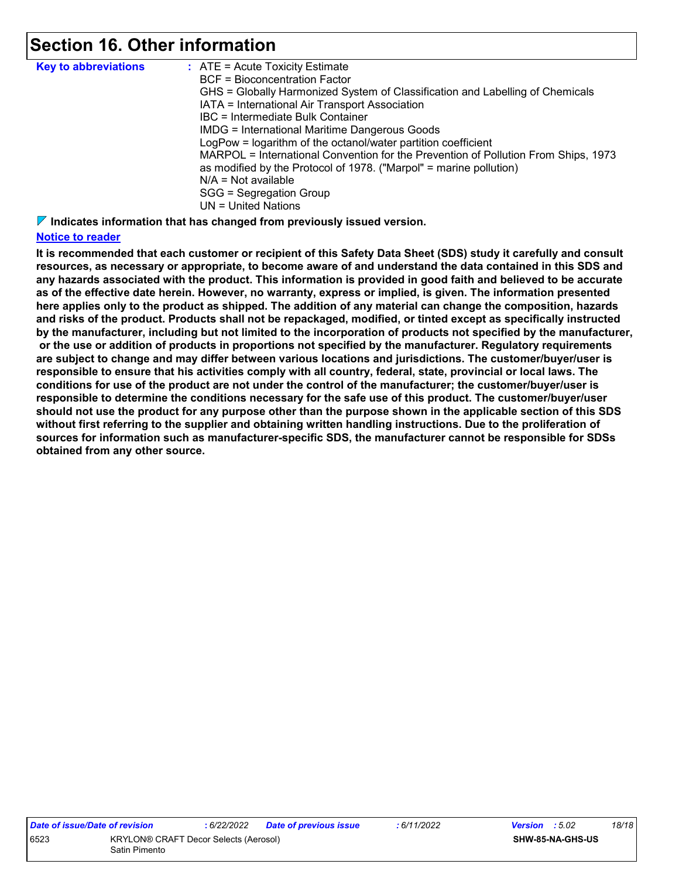# Section 16. Other information

**Key to abbreviations** : ATE = Acute Toxicity Estimate
BCF = Bioconcentration Factor
GHS = Globally Harmonized System of Classification and Labelling of Chemicals
IATA = International Air Transport Association
IBC = Intermediate Bulk Container
IMDG = International Maritime Dangerous Goods
LogPow = logarithm of the octanol/water partition coefficient
MARPOL = International Convention for the Prevention of Pollution From Ships, 1973 as modified by the Protocol of 1978. ("Marpol" = marine pollution)
N/A = Not available
SGG = Segregation Group
UN = United Nations

**Indicates information that has changed from previously issued version.**

**Notice to reader**

**It is recommended that each customer or recipient of this Safety Data Sheet (SDS) study it carefully and consult resources, as necessary or appropriate, to become aware of and understand the data contained in this SDS and any hazards associated with the product. This information is provided in good faith and believed to be accurate as of the effective date herein. However, no warranty, express or implied, is given. The information presented here applies only to the product as shipped. The addition of any material can change the composition, hazards and risks of the product. Products shall not be repackaged, modified, or tinted except as specifically instructed by the manufacturer, including but not limited to the incorporation of products not specified by the manufacturer, or the use or addition of products in proportions not specified by the manufacturer. Regulatory requirements are subject to change and may differ between various locations and jurisdictions. The customer/buyer/user is responsible to ensure that his activities comply with all country, federal, state, provincial or local laws. The conditions for use of the product are not under the control of the manufacturer; the customer/buyer/user is responsible to determine the conditions necessary for the safe use of this product. The customer/buyer/user should not use the product for any purpose other than the purpose shown in the applicable section of this SDS without first referring to the supplier and obtaining written handling instructions. Due to the proliferation of sources for information such as manufacturer-specific SDS, the manufacturer cannot be responsible for SDSs obtained from any other source.**